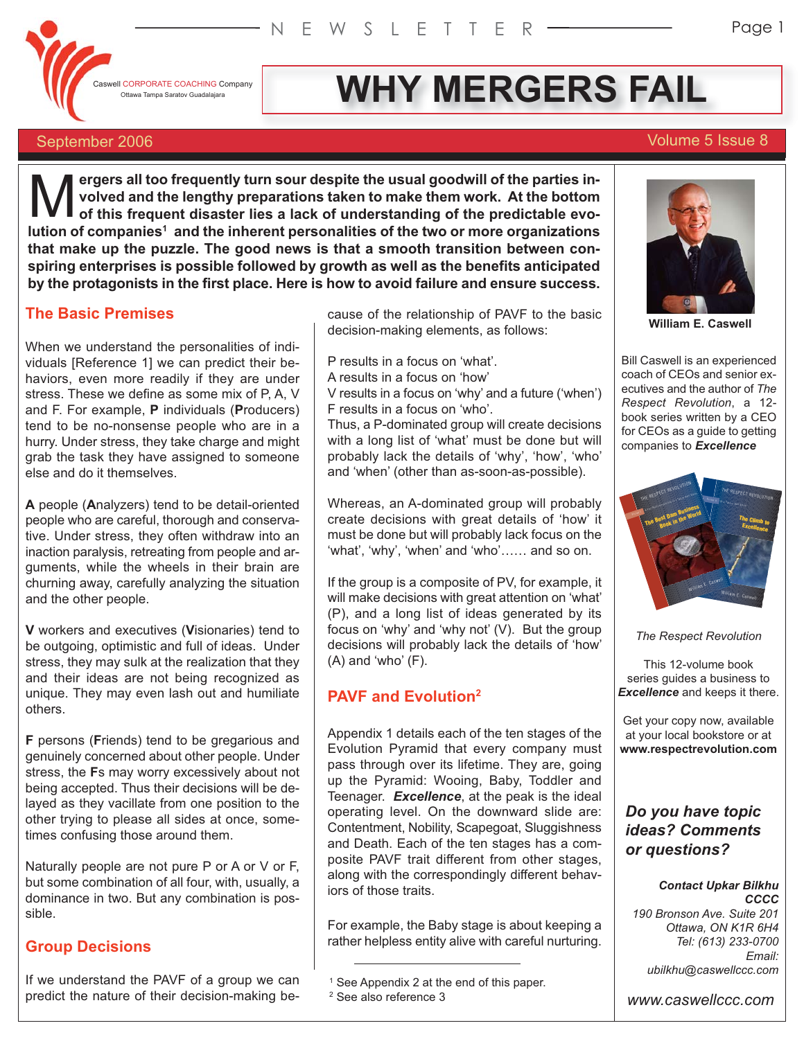Caswell CORPORATE COACHING Company
Ottawa Tampa Saratov Guadalajara

NEWSLETTER

# WHY MERGERS FAIL

September 2006 | Volume 5 Issue 8

**Mergers all too frequently turn sour despite the usual goodwill of the parties involved and the lengthy preparations taken to make them work. At the bottom of this frequent disaster lies a lack of understanding of the predictable evolution of companies[1] and the inherent personalities of the two or more organizations that make up the puzzle. The good news is that a smooth transition between conspiring enterprises is possible followed by growth as well as the benefits anticipated by the protagonists in the first place. Here is how to avoid failure and ensure success.**

## The Basic Premises

When we understand the personalities of individuals [Reference 1] we can predict their behaviors, even more readily if they are under stress. These we define as some mix of P, A, V and F. For example, **P** individuals (**P**roducers) tend to be no-nonsense people who are in a hurry. Under stress, they take charge and might grab the task they have assigned to someone else and do it themselves.

**A** people (**A**nalyzers) tend to be detail-oriented people who are careful, thorough and conservative. Under stress, they often withdraw into an inaction paralysis, retreating from people and arguments, while the wheels in their brain are churning away, carefully analyzing the situation and the other people.

**V** workers and executives (**V**isionaries) tend to be outgoing, optimistic and full of ideas. Under stress, they may sulk at the realization that they and their ideas are not being recognized as unique. They may even lash out and humiliate others.

**F** persons (**F**riends) tend to be gregarious and genuinely concerned about other people. Under stress, the **F**s may worry excessively about not being accepted. Thus their decisions will be delayed as they vacillate from one position to the other trying to please all sides at once, sometimes confusing those around them.

Naturally people are not pure P or A or V or F, but some combination of all four, with, usually, a dominance in two. But any combination is possible.

## Group Decisions

If we understand the PAVF of a group we can predict the nature of their decision-making because of the relationship of PAVF to the basic decision-making elements, as follows:

P results in a focus on 'what'.
A results in a focus on 'how'
V results in a focus on 'why' and a future ('when')
F results in a focus on 'who'.
Thus, a P-dominated group will create decisions with a long list of 'what' must be done but will probably lack the details of 'why', 'how', 'who' and 'when' (other than as-soon-as-possible).

Whereas, an A-dominated group will probably create decisions with great details of 'how' it must be done but will probably lack focus on the 'what', 'why', 'when' and 'who'…… and so on.

If the group is a composite of PV, for example, it will make decisions with great attention on 'what' (P), and a long list of ideas generated by its focus on 'why' and 'why not' (V). But the group decisions will probably lack the details of 'how' (A) and 'who' (F).

## PAVF and Evolution[2]

Appendix 1 details each of the ten stages of the Evolution Pyramid that every company must pass through over its lifetime. They are, going up the Pyramid: Wooing, Baby, Toddler and Teenager. ***Excellence***, at the peak is the ideal operating level. On the downward slide are: Contentment, Nobility, Scapegoat, Sluggishness and Death. Each of the ten stages has a composite PAVF trait different from other stages, along with the correspondingly different behaviors of those traits.

For example, the Baby stage is about keeping a rather helpless entity alive with careful nurturing.

---

[1] See Appendix 2 at the end of this paper.
[2] See also reference 3

---

**William E. Caswell**

Bill Caswell is an experienced coach of CEOs and senior executives and the author of *The Respect Revolution*, a 12-book series written by a CEO for CEOs as a guide to getting companies to ***Excellence***

*The Respect Revolution*

This 12-volume book series guides a business to ***Excellence*** and keeps it there.

Get your copy now, available at your local bookstore or at **www.respectrevolution.com**

***Do you have topic ideas? Comments or questions?***

***Contact Upkar Bilkhu***
***CCCC***
*190 Bronson Ave. Suite 201*
*Ottawa, ON K1R 6H4*
*Tel: (613) 233-0700*
*Email:*
*ubilkhu@caswellccc.com*

*www.caswellccc.com*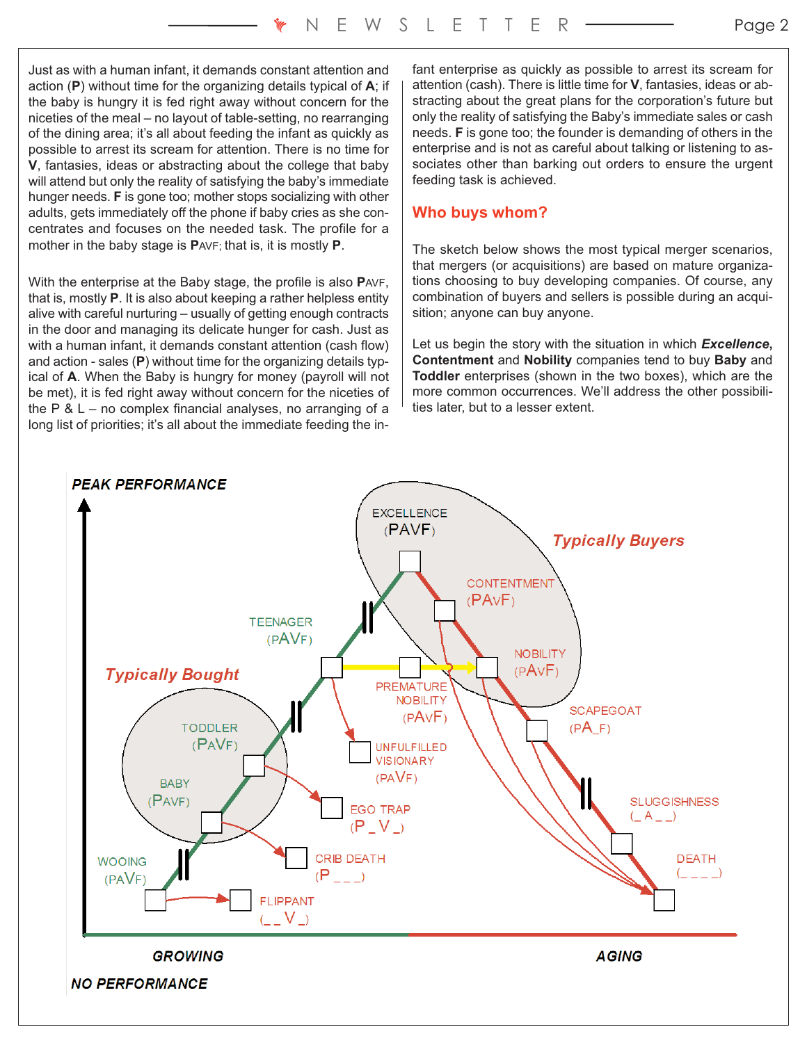Just as with a human infant, it demands constant attention and action (**P**) without time for the organizing details typical of **A**; if the baby is hungry it is fed right away without concern for the niceties of the meal – no layout of table-setting, no rearranging of the dining area; it's all about feeding the infant as quickly as possible to arrest its scream for attention. There is no time for **V**, fantasies, ideas or abstracting about the college that baby will attend but only the reality of satisfying the baby's immediate hunger needs. **F** is gone too; mother stops socializing with other adults, gets immediately off the phone if baby cries as she concentrates and focuses on the needed task. The profile for a mother in the baby stage is **P**AVF; that is, it is mostly **P**.

With the enterprise at the Baby stage, the profile is also **P**AVF, that is, mostly **P**. It is also about keeping a rather helpless entity alive with careful nurturing – usually of getting enough contracts in the door and managing its delicate hunger for cash. Just as with a human infant, it demands constant attention (cash flow) and action - sales (**P**) without time for the organizing details typical of **A**. When the Baby is hungry for money (payroll will not be met), it is fed right away without concern for the niceties of the P & L – no complex financial analyses, no arranging of a long list of priorities; it's all about the immediate feeding the infant enterprise as quickly as possible to arrest its scream for attention (cash). There is little time for **V**, fantasies, ideas or abstracting about the great plans for the corporation's future but only the reality of satisfying the Baby's immediate sales or cash needs. **F** is gone too; the founder is demanding of others in the enterprise and is not as careful about talking or listening to associates other than barking out orders to ensure the urgent feeding task is achieved.

## Who buys whom?

The sketch below shows the most typical merger scenarios, that mergers (or acquisitions) are based on mature organizations choosing to buy developing companies. Of course, any combination of buyers and sellers is possible during an acquisition; anyone can buy anyone.

Let us begin the story with the situation in which ***Excellence***, **Contentment** and **Nobility** companies tend to buy **Baby** and **Toddler** enterprises (shown in the two boxes), which are the more common occurrences. We'll address the other possibilities later, but to a lesser extent.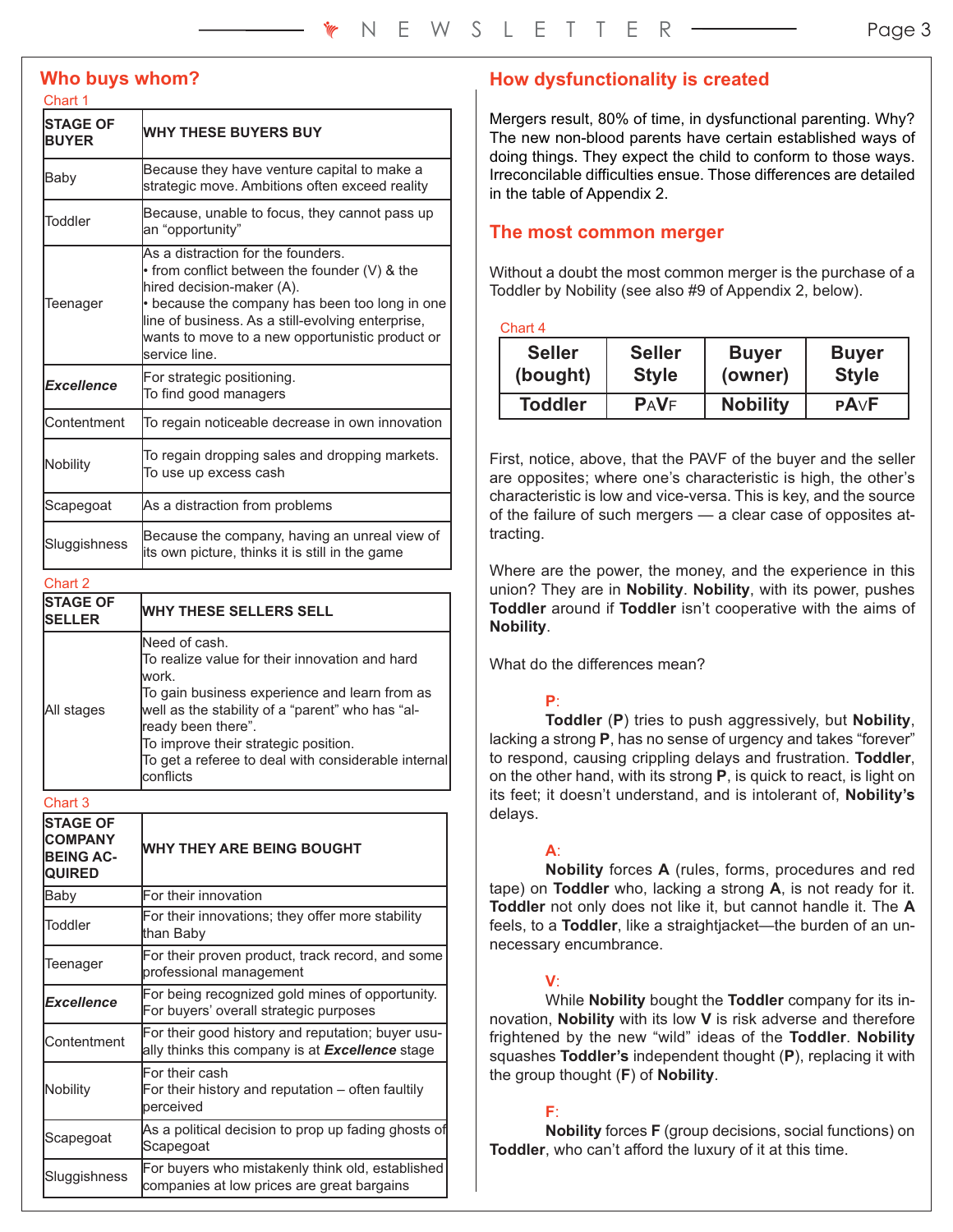## Who buys whom?

Chart 1

| STAGE OF BUYER | WHY THESE BUYERS BUY |
|---|---|
| Baby | Because they have venture capital to make a strategic move. Ambitions often exceed reality |
| Toddler | Because, unable to focus, they cannot pass up an "opportunity" |
| Teenager | As a distraction for the founders. • from conflict between the founder (V) & the hired decision-maker (A). • because the company has been too long in one line of business. As a still-evolving enterprise, wants to move to a new opportunistic product or service line. |
| ***Excellence*** | For strategic positioning. To find good managers |
| Contentment | To regain noticeable decrease in own innovation |
| Nobility | To regain dropping sales and dropping markets. To use up excess cash |
| Scapegoat | As a distraction from problems |
| Sluggishness | Because the company, having an unreal view of its own picture, thinks it is still in the game |

Chart 2

| STAGE OF SELLER | WHY THESE SELLERS SELL |
|---|---|
| All stages | Need of cash. To realize value for their innovation and hard work. To gain business experience and learn from as well as the stability of a "parent" who has "already been there". To improve their strategic position. To get a referee to deal with considerable internal conflicts |

Chart 3

| STAGE OF COMPANY BEING ACQUIRED | WHY THEY ARE BEING BOUGHT |
|---|---|
| Baby | For their innovation |
| Toddler | For their innovations; they offer more stability than Baby |
| Teenager | For their proven product, track record, and some professional management |
| ***Excellence*** | For being recognized gold mines of opportunity. For buyers' overall strategic purposes |
| Contentment | For their good history and reputation; buyer usually thinks this company is at ***Excellence*** stage |
| Nobility | For their cash. For their history and reputation – often faultily perceived |
| Scapegoat | As a political decision to prop up fading ghosts of Scapegoat |
| Sluggishness | For buyers who mistakenly think old, established companies at low prices are great bargains |

## How dysfunctionality is created

Mergers result, 80% of time, in dysfunctional parenting. Why? The new non-blood parents have certain established ways of doing things. They expect the child to conform to those ways. Irreconcilable difficulties ensue. Those differences are detailed in the table of Appendix 2.

## The most common merger

Without a doubt the most common merger is the purchase of a Toddler by Nobility (see also #9 of Appendix 2, below).

Chart 4

| Seller (bought) | Seller Style | Buyer (owner) | Buyer Style |
|---|---|---|---|
| Toddler | PaVf | Nobility | pAvF |

First, notice, above, that the PAVF of the buyer and the seller are opposites; where one's characteristic is high, the other's characteristic is low and vice-versa. This is key, and the source of the failure of such mergers — a clear case of opposites attracting.

Where are the power, the money, and the experience in this union? They are in **Nobility**. **Nobility**, with its power, pushes **Toddler** around if **Toddler** isn't cooperative with the aims of **Nobility**.

What do the differences mean?

**P**:

**Toddler** (**P**) tries to push aggressively, but **Nobility**, lacking a strong **P**, has no sense of urgency and takes "forever" to respond, causing crippling delays and frustration. **Toddler**, on the other hand, with its strong **P**, is quick to react, is light on its feet; it doesn't understand, and is intolerant of, **Nobility's** delays.

**A**:

**Nobility** forces **A** (rules, forms, procedures and red tape) on **Toddler** who, lacking a strong **A**, is not ready for it. **Toddler** not only does not like it, but cannot handle it. The **A** feels, to a **Toddler**, like a straightjacket—the burden of an unnecessary encumbrance.

**V**:

While **Nobility** bought the **Toddler** company for its innovation, **Nobility** with its low **V** is risk adverse and therefore frightened by the new "wild" ideas of the **Toddler**. **Nobility** squashes **Toddler's** independent thought (**P**), replacing it with the group thought (**F**) of **Nobility**.

**F**:

**Nobility** forces **F** (group decisions, social functions) on **Toddler**, who can't afford the luxury of it at this time.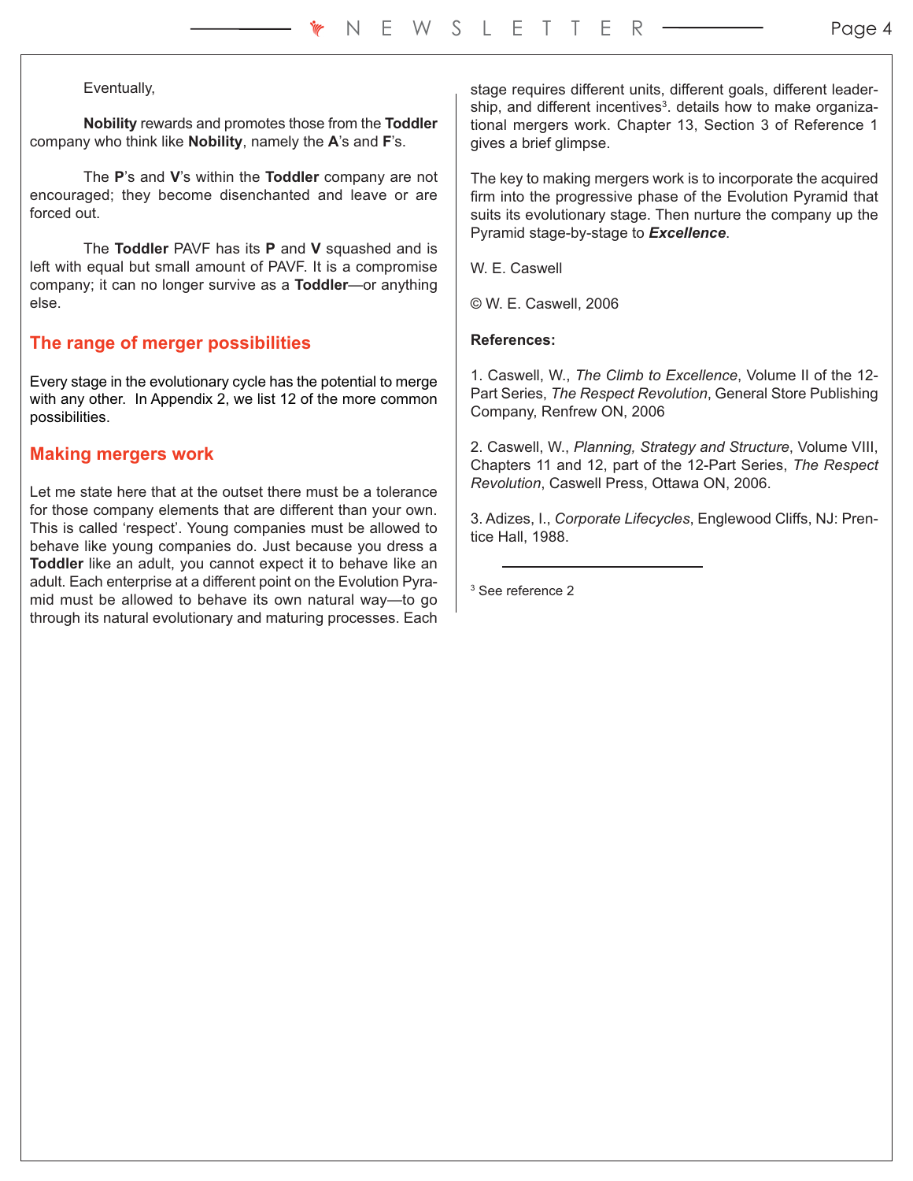Eventually,

**Nobility** rewards and promotes those from the **Toddler** company who think like **Nobility**, namely the **A**'s and **F**'s.

The **P**'s and **V**'s within the **Toddler** company are not encouraged; they become disenchanted and leave or are forced out.

The **Toddler** PAVF has its **P** and **V** squashed and is left with equal but small amount of PAVF. It is a compromise company; it can no longer survive as a **Toddler**—or anything else.

## The range of merger possibilities

Every stage in the evolutionary cycle has the potential to merge with any other.  In Appendix 2, we list 12 of the more common possibilities.

## Making mergers work

Let me state here that at the outset there must be a tolerance for those company elements that are different than your own. This is called 'respect'. Young companies must be allowed to behave like young companies do. Just because you dress a **Toddler** like an adult, you cannot expect it to behave like an adult. Each enterprise at a different point on the Evolution Pyramid must be allowed to behave its own natural way—to go through its natural evolutionary and maturing processes. Each stage requires different units, different goals, different leadership, and different incentives[3]. details how to make organizational mergers work. Chapter 13, Section 3 of Reference 1 gives a brief glimpse.

The key to making mergers work is to incorporate the acquired firm into the progressive phase of the Evolution Pyramid that suits its evolutionary stage. Then nurture the company up the Pyramid stage-by-stage to ***Excellence***.

W. E. Caswell

© W. E. Caswell, 2006

**References:**

1. Caswell, W., *The Climb to Excellence*, Volume II of the 12-Part Series, *The Respect Revolution*, General Store Publishing Company, Renfrew ON, 2006

2. Caswell, W., *Planning, Strategy and Structure*, Volume VIII, Chapters 11 and 12, part of the 12-Part Series, *The Respect Revolution*, Caswell Press, Ottawa ON, 2006.

3. Adizes, I., *Corporate Lifecycles*, Englewood Cliffs, NJ: Prentice Hall, 1988.

---

[3] See reference 2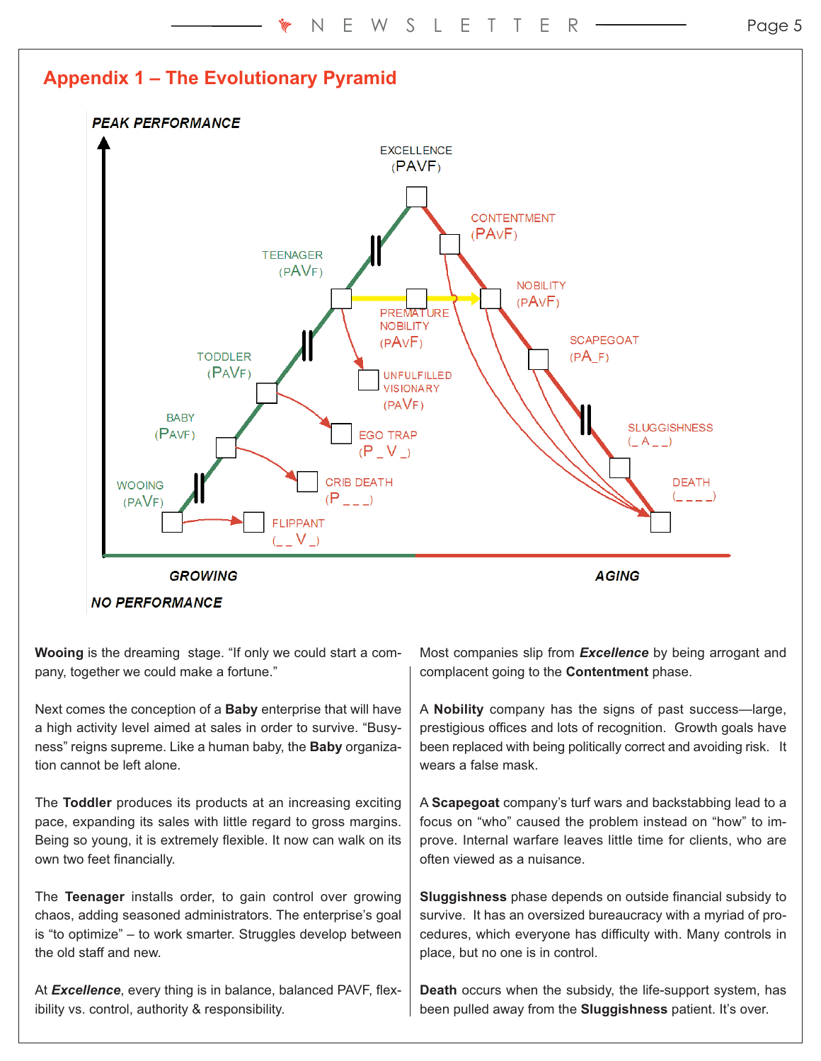## Appendix 1 – The Evolutionary Pyramid

PEAK PERFORMANCE

EXCELLENCE (PAVF)

CONTENTMENT (PAvF)

TEENAGER (pAVF)

NOBILITY (pAvF)

PREMATURE NOBILITY (pAvF)

TODDLER (PAVF)

SCAPEGOAT (PA_F)

UNFULFILLED VISIONARY (PAVF)

BABY (PAVF)

EGO TRAP (P _ V _)

SLUGGISHNESS (_ A _ _)

WOOING (PAVF)

CRIB DEATH (P _ _ _)

DEATH (_ _ _ _)

FLIPPANT (_ _ V _)

GROWING

AGING

NO PERFORMANCE

**Wooing** is the dreaming stage. "If only we could start a company, together we could make a fortune."

Next comes the conception of a **Baby** enterprise that will have a high activity level aimed at sales in order to survive. "Busyness" reigns supreme. Like a human baby, the **Baby** organization cannot be left alone.

The **Toddler** produces its products at an increasing exciting pace, expanding its sales with little regard to gross margins. Being so young, it is extremely flexible. It now can walk on its own two feet financially.

The **Teenager** installs order, to gain control over growing chaos, adding seasoned administrators. The enterprise's goal is "to optimize" – to work smarter. Struggles develop between the old staff and new.

At ***Excellence***, every thing is in balance, balanced PAVF, flexibility vs. control, authority & responsibility.

Most companies slip from ***Excellence*** by being arrogant and complacent going to the **Contentment** phase.

A **Nobility** company has the signs of past success—large, prestigious offices and lots of recognition. Growth goals have been replaced with being politically correct and avoiding risk. It wears a false mask.

A **Scapegoat** company's turf wars and backstabbing lead to a focus on "who" caused the problem instead on "how" to improve. Internal warfare leaves little time for clients, who are often viewed as a nuisance.

**Sluggishness** phase depends on outside financial subsidy to survive. It has an oversized bureaucracy with a myriad of procedures, which everyone has difficulty with. Many controls in place, but no one is in control.

**Death** occurs when the subsidy, the life-support system, has been pulled away from the **Sluggishness** patient. It's over.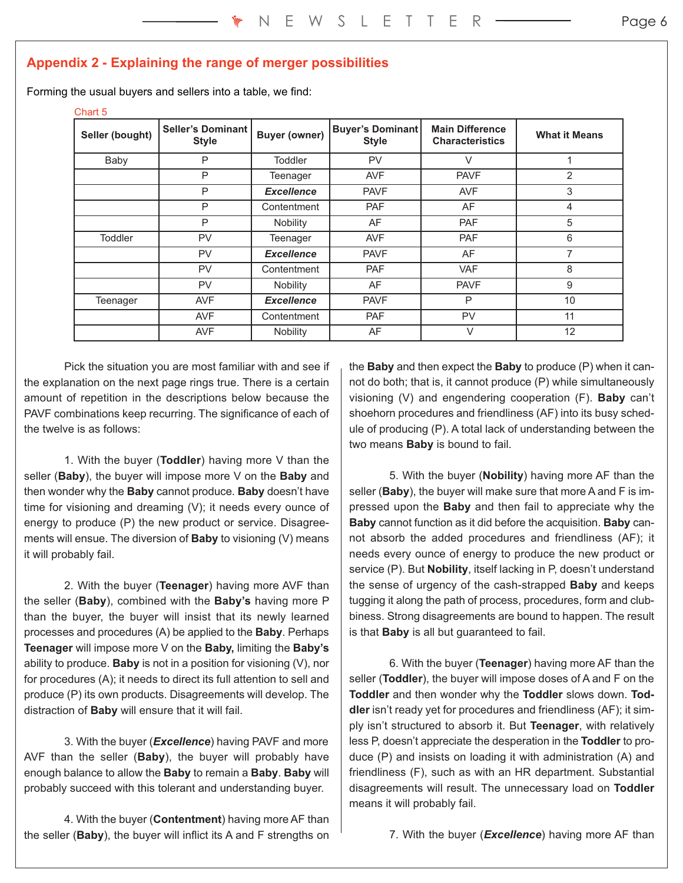## Appendix 2 - Explaining the range of merger possibilities

Forming the usual buyers and sellers into a table, we find:

Chart 5

| Seller (bought) | Seller's Dominant Style | Buyer (owner) | Buyer's Dominant Style | Main Difference Characteristics | What it Means |
|---|---|---|---|---|---|
| Baby | P | Toddler | PV | V | 1 |
| | P | Teenager | AVF | PAVF | 2 |
| | P | ***Excellence*** | PAVF | AVF | 3 |
| | P | Contentment | PAF | AF | 4 |
| | P | Nobility | AF | PAF | 5 |
| Toddler | PV | Teenager | AVF | PAF | 6 |
| | PV | ***Excellence*** | PAVF | AF | 7 |
| | PV | Contentment | PAF | VAF | 8 |
| | PV | Nobility | AF | PAVF | 9 |
| Teenager | AVF | ***Excellence*** | PAVF | P | 10 |
| | AVF | Contentment | PAF | PV | 11 |
| | AVF | Nobility | AF | V | 12 |

Pick the situation you are most familiar with and see if the explanation on the next page rings true. There is a certain amount of repetition in the descriptions below because the PAVF combinations keep recurring. The significance of each of the twelve is as follows:

1. With the buyer (**Toddler**) having more V than the seller (**Baby**), the buyer will impose more V on the **Baby** and then wonder why the **Baby** cannot produce. **Baby** doesn't have time for visioning and dreaming (V); it needs every ounce of energy to produce (P) the new product or service. Disagreements will ensue. The diversion of **Baby** to visioning (V) means it will probably fail.

2. With the buyer (**Teenager**) having more AVF than the seller (**Baby**), combined with the **Baby's** having more P than the buyer, the buyer will insist that its newly learned processes and procedures (A) be applied to the **Baby**. Perhaps **Teenager** will impose more V on the **Baby,** limiting the **Baby's** ability to produce. **Baby** is not in a position for visioning (V), nor for procedures (A); it needs to direct its full attention to sell and produce (P) its own products. Disagreements will develop. The distraction of **Baby** will ensure that it will fail.

3. With the buyer (***Excellence***) having PAVF and more AVF than the seller (**Baby**), the buyer will probably have enough balance to allow the **Baby** to remain a **Baby**. **Baby** will probably succeed with this tolerant and understanding buyer.

4. With the buyer (**Contentment**) having more AF than the seller (**Baby**), the buyer will inflict its A and F strengths on the **Baby** and then expect the **Baby** to produce (P) when it cannot do both; that is, it cannot produce (P) while simultaneously visioning (V) and engendering cooperation (F). **Baby** can't shoehorn procedures and friendliness (AF) into its busy schedule of producing (P). A total lack of understanding between the two means **Baby** is bound to fail.

5. With the buyer (**Nobility**) having more AF than the seller (**Baby**), the buyer will make sure that more A and F is impressed upon the **Baby** and then fail to appreciate why the **Baby** cannot function as it did before the acquisition. **Baby** cannot absorb the added procedures and friendliness (AF); it needs every ounce of energy to produce the new product or service (P). But **Nobility**, itself lacking in P, doesn't understand the sense of urgency of the cash-strapped **Baby** and keeps tugging it along the path of process, procedures, form and clubbiness. Strong disagreements are bound to happen. The result is that **Baby** is all but guaranteed to fail.

6. With the buyer (**Teenager**) having more AF than the seller (**Toddler**), the buyer will impose doses of A and F on the **Toddler** and then wonder why the **Toddler** slows down. **Toddler** isn't ready yet for procedures and friendliness (AF); it simply isn't structured to absorb it. But **Teenager**, with relatively less P, doesn't appreciate the desperation in the **Toddler** to produce (P) and insists on loading it with administration (A) and friendliness (F), such as with an HR department. Substantial disagreements will result. The unnecessary load on **Toddler** means it will probably fail.

7. With the buyer (***Excellence***) having more AF than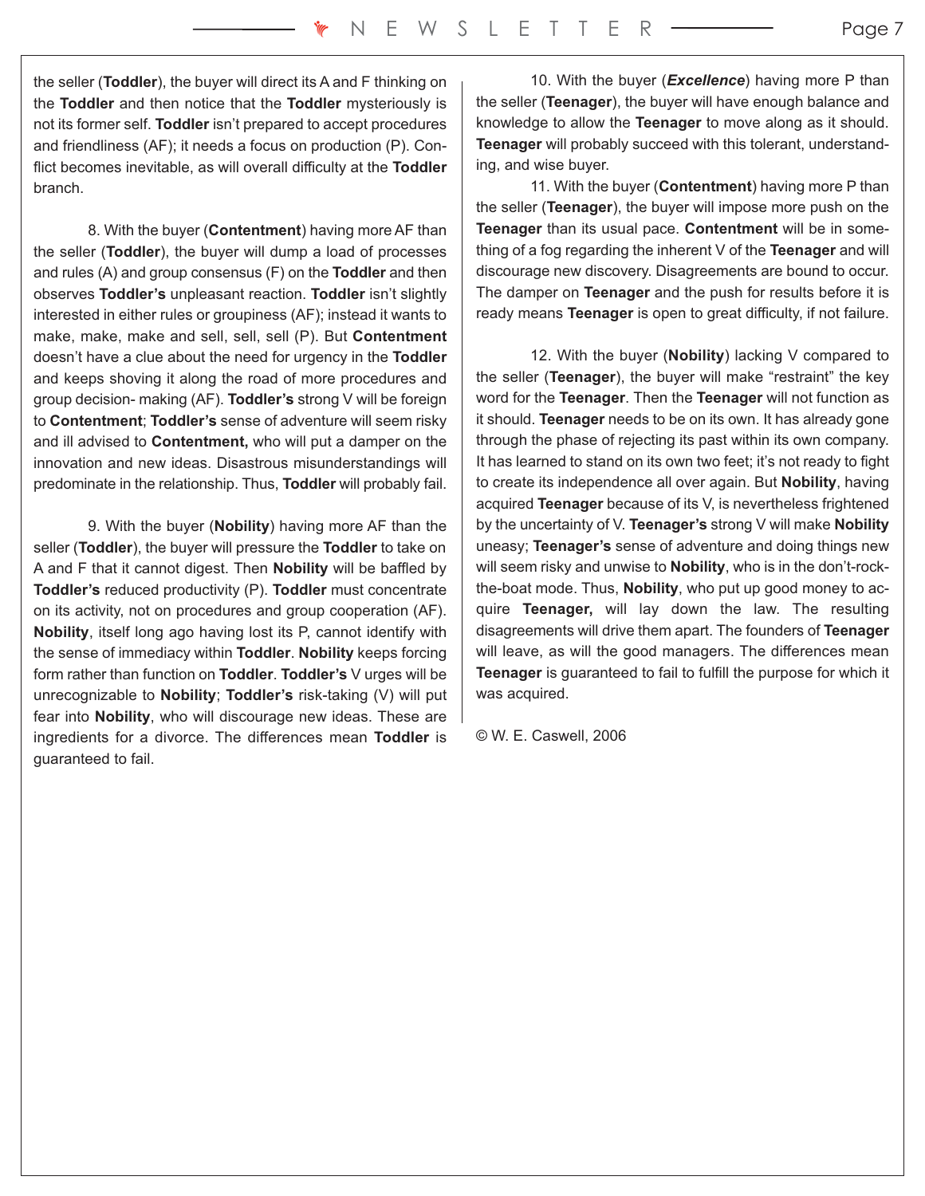the seller (**Toddler**), the buyer will direct its A and F thinking on the **Toddler** and then notice that the **Toddler** mysteriously is not its former self. **Toddler** isn't prepared to accept procedures and friendliness (AF); it needs a focus on production (P). Conflict becomes inevitable, as will overall difficulty at the **Toddler** branch.

8. With the buyer (**Contentment**) having more AF than the seller (**Toddler**), the buyer will dump a load of processes and rules (A) and group consensus (F) on the **Toddler** and then observes **Toddler's** unpleasant reaction. **Toddler** isn't slightly interested in either rules or groupiness (AF); instead it wants to make, make, make and sell, sell, sell (P). But **Contentment** doesn't have a clue about the need for urgency in the **Toddler** and keeps shoving it along the road of more procedures and group decision- making (AF). **Toddler's** strong V will be foreign to **Contentment**; **Toddler's** sense of adventure will seem risky and ill advised to **Contentment,** who will put a damper on the innovation and new ideas. Disastrous misunderstandings will predominate in the relationship. Thus, **Toddler** will probably fail.

9. With the buyer (**Nobility**) having more AF than the seller (**Toddler**), the buyer will pressure the **Toddler** to take on A and F that it cannot digest. Then **Nobility** will be baffled by **Toddler's** reduced productivity (P). **Toddler** must concentrate on its activity, not on procedures and group cooperation (AF). **Nobility**, itself long ago having lost its P, cannot identify with the sense of immediacy within **Toddler**. **Nobility** keeps forcing form rather than function on **Toddler**. **Toddler's** V urges will be unrecognizable to **Nobility**; **Toddler's** risk-taking (V) will put fear into **Nobility**, who will discourage new ideas. These are ingredients for a divorce. The differences mean **Toddler** is guaranteed to fail.

10. With the buyer (***Excellence***) having more P than the seller (**Teenager**), the buyer will have enough balance and knowledge to allow the **Teenager** to move along as it should. **Teenager** will probably succeed with this tolerant, understanding, and wise buyer.

11. With the buyer (**Contentment**) having more P than the seller (**Teenager**), the buyer will impose more push on the **Teenager** than its usual pace. **Contentment** will be in something of a fog regarding the inherent V of the **Teenager** and will discourage new discovery. Disagreements are bound to occur. The damper on **Teenager** and the push for results before it is ready means **Teenager** is open to great difficulty, if not failure.

12. With the buyer (**Nobility**) lacking V compared to the seller (**Teenager**), the buyer will make "restraint" the key word for the **Teenager**. Then the **Teenager** will not function as it should. **Teenager** needs to be on its own. It has already gone through the phase of rejecting its past within its own company. It has learned to stand on its own two feet; it's not ready to fight to create its independence all over again. But **Nobility**, having acquired **Teenager** because of its V, is nevertheless frightened by the uncertainty of V. **Teenager's** strong V will make **Nobility** uneasy; **Teenager's** sense of adventure and doing things new will seem risky and unwise to **Nobility**, who is in the don't-rock-the-boat mode. Thus, **Nobility**, who put up good money to acquire **Teenager,** will lay down the law. The resulting disagreements will drive them apart. The founders of **Teenager** will leave, as will the good managers. The differences mean **Teenager** is guaranteed to fail to fulfill the purpose for which it was acquired.

© W. E. Caswell, 2006